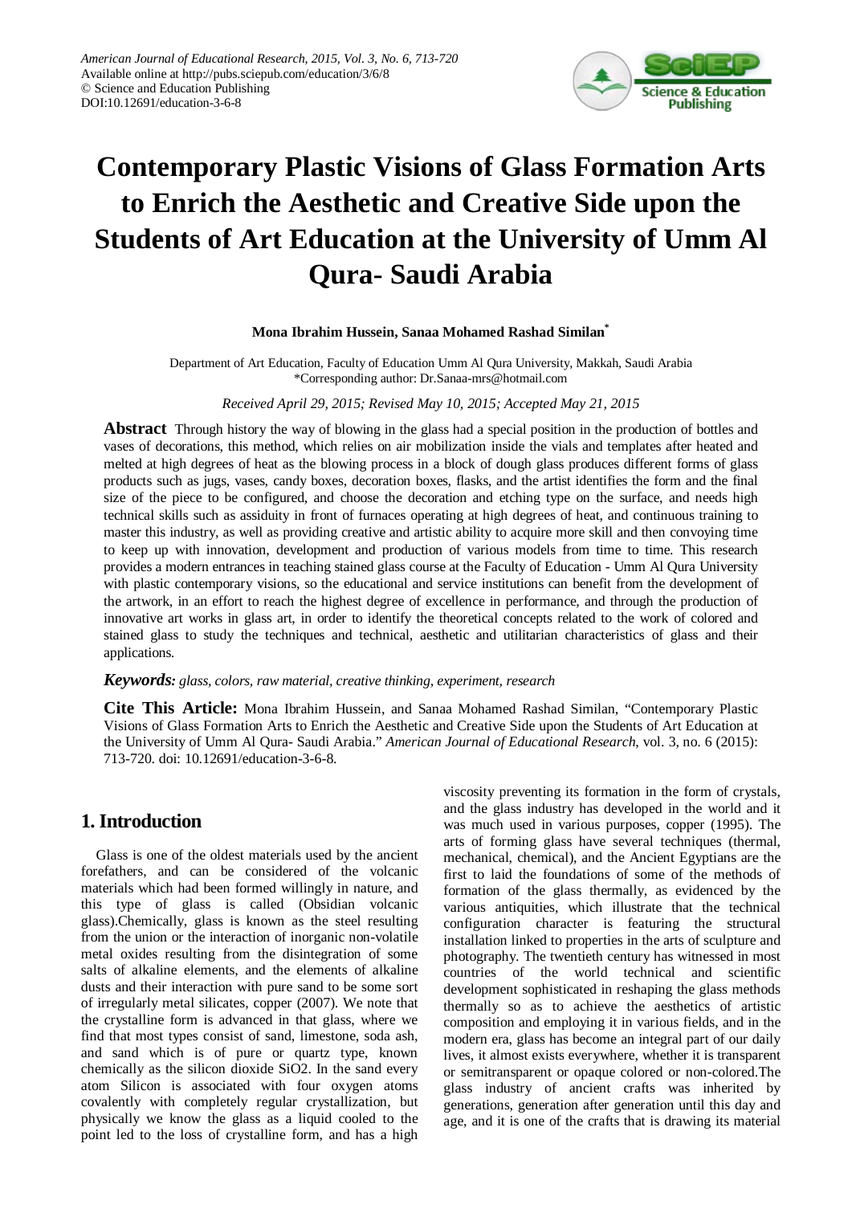# Contemporary Plastic Visions of Glass Formation Arts to Enrich the Aesthetic and Creative Side upon the Students of Art Education at the University of Umm Al Qura- Saudi Arabia

**Mona Ibrahim Hussein, Sanaa Mohamed Rashad Similan***

Department of Art Education, Faculty of Education Umm Al Qura University, Makkah, Saudi Arabia
*Corresponding author: Dr.Sanaa-mrs@hotmail.com

*Received April 29, 2015; Revised May 10, 2015; Accepted May 21, 2015*

**Abstract** Through history the way of blowing in the glass had a special position in the production of bottles and vases of decorations, this method, which relies on air mobilization inside the vials and templates after heated and melted at high degrees of heat as the blowing process in a block of dough glass produces different forms of glass products such as jugs, vases, candy boxes, decoration boxes, flasks, and the artist identifies the form and the final size of the piece to be configured, and choose the decoration and etching type on the surface, and needs high technical skills such as assiduity in front of furnaces operating at high degrees of heat, and continuous training to master this industry, as well as providing creative and artistic ability to acquire more skill and then convoying time to keep up with innovation, development and production of various models from time to time. This research provides a modern entrances in teaching stained glass course at the Faculty of Education - Umm Al Qura University with plastic contemporary visions, so the educational and service institutions can benefit from the development of the artwork, in an effort to reach the highest degree of excellence in performance, and through the production of innovative art works in glass art, in order to identify the theoretical concepts related to the work of colored and stained glass to study the techniques and technical, aesthetic and utilitarian characteristics of glass and their applications.

***Keywords:*** *glass, colors, raw material, creative thinking, experiment, research*

**Cite This Article:** Mona Ibrahim Hussein, and Sanaa Mohamed Rashad Similan, "Contemporary Plastic Visions of Glass Formation Arts to Enrich the Aesthetic and Creative Side upon the Students of Art Education at the University of Umm Al Qura- Saudi Arabia." *American Journal of Educational Research*, vol. 3, no. 6 (2015): 713-720. doi: 10.12691/education-3-6-8.

## 1. Introduction

Glass is one of the oldest materials used by the ancient forefathers, and can be considered of the volcanic materials which had been formed willingly in nature, and this type of glass is called (Obsidian volcanic glass).Chemically, glass is known as the steel resulting from the union or the interaction of inorganic non-volatile metal oxides resulting from the disintegration of some salts of alkaline elements, and the elements of alkaline dusts and their interaction with pure sand to be some sort of irregularly metal silicates, copper (2007). We note that the crystalline form is advanced in that glass, where we find that most types consist of sand, limestone, soda ash, and sand which is of pure or quartz type, known chemically as the silicon dioxide $SiO_2$. In the sand every atom Silicon is associated with four oxygen atoms covalently with completely regular crystallization, but physically we know the glass as a liquid cooled to the point led to the loss of crystalline form, and has a high viscosity preventing its formation in the form of crystals, and the glass industry has developed in the world and it was much used in various purposes, copper (1995). The arts of forming glass have several techniques (thermal, mechanical, chemical), and the Ancient Egyptians are the first to laid the foundations of some of the methods of formation of the glass thermally, as evidenced by the various antiquities, which illustrate that the technical configuration character is featuring the structural installation linked to properties in the arts of sculpture and photography. The twentieth century has witnessed in most countries of the world technical and scientific development sophisticated in reshaping the glass methods thermally so as to achieve the aesthetics of artistic composition and employing it in various fields, and in the modern era, glass has become an integral part of our daily lives, it almost exists everywhere, whether it is transparent or semitransparent or opaque colored or non-colored.The glass industry of ancient crafts was inherited by generations, generation after generation until this day and age, and it is one of the crafts that is drawing its material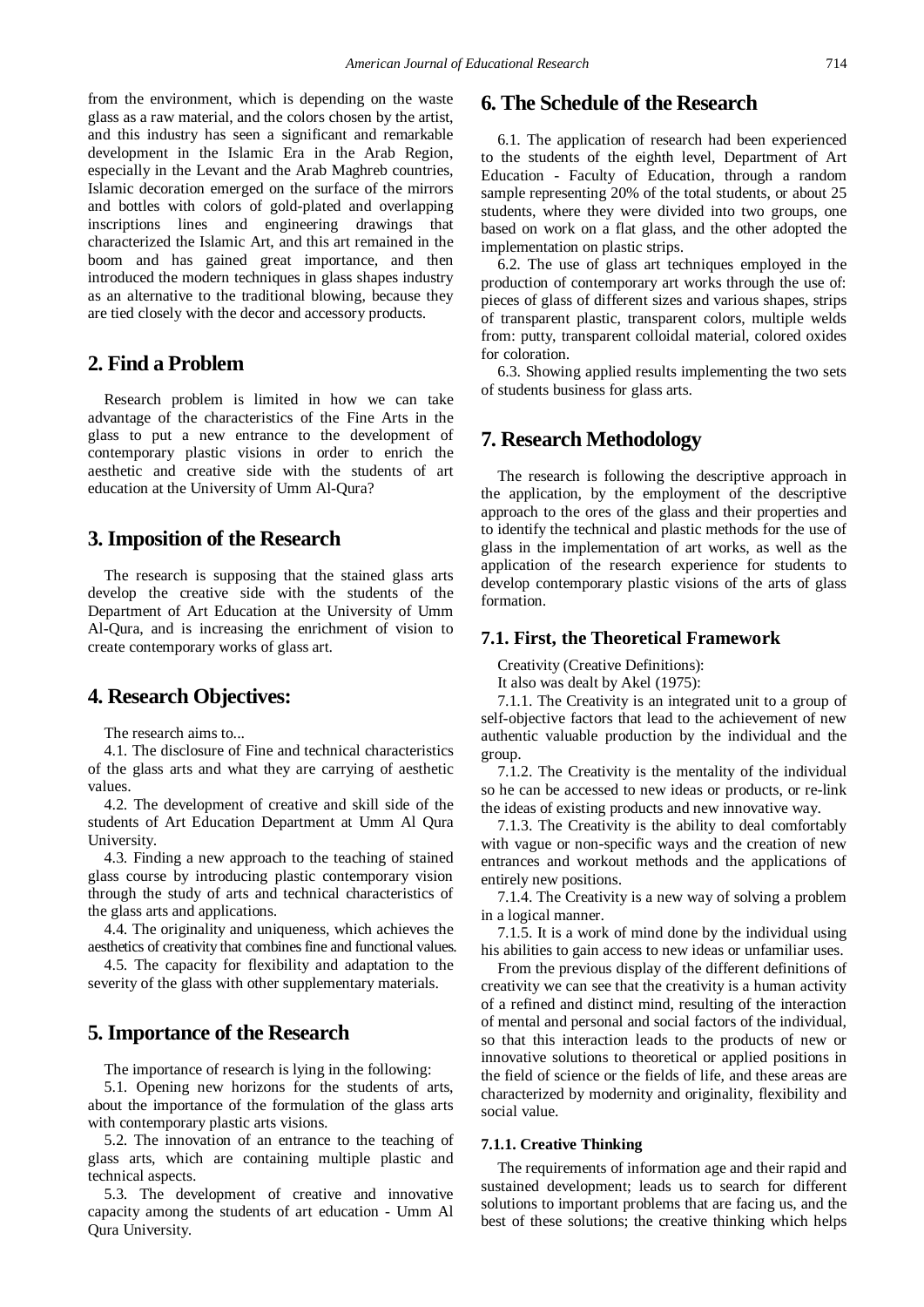from the environment, which is depending on the waste glass as a raw material, and the colors chosen by the artist, and this industry has seen a significant and remarkable development in the Islamic Era in the Arab Region, especially in the Levant and the Arab Maghreb countries, Islamic decoration emerged on the surface of the mirrors and bottles with colors of gold-plated and overlapping inscriptions lines and engineering drawings that characterized the Islamic Art, and this art remained in the boom and has gained great importance, and then introduced the modern techniques in glass shapes industry as an alternative to the traditional blowing, because they are tied closely with the decor and accessory products.

## 2. Find a Problem

Research problem is limited in how we can take advantage of the characteristics of the Fine Arts in the glass to put a new entrance to the development of contemporary plastic visions in order to enrich the aesthetic and creative side with the students of art education at the University of Umm Al-Qura?

## 3. Imposition of the Research

The research is supposing that the stained glass arts develop the creative side with the students of the Department of Art Education at the University of Umm Al-Qura, and is increasing the enrichment of vision to create contemporary works of glass art.

## 4. Research Objectives:

The research aims to...

4.1. The disclosure of Fine and technical characteristics of the glass arts and what they are carrying of aesthetic values.

4.2. The development of creative and skill side of the students of Art Education Department at Umm Al Qura University.

4.3. Finding a new approach to the teaching of stained glass course by introducing plastic contemporary vision through the study of arts and technical characteristics of the glass arts and applications.

4.4. The originality and uniqueness, which achieves the aesthetics of creativity that combines fine and functional values.

4.5. The capacity for flexibility and adaptation to the severity of the glass with other supplementary materials.

## 5. Importance of the Research

The importance of research is lying in the following:

5.1. Opening new horizons for the students of arts, about the importance of the formulation of the glass arts with contemporary plastic arts visions.

5.2. The innovation of an entrance to the teaching of glass arts, which are containing multiple plastic and technical aspects.

5.3. The development of creative and innovative capacity among the students of art education - Umm Al Qura University.

## 6. The Schedule of the Research

6.1. The application of research had been experienced to the students of the eighth level, Department of Art Education - Faculty of Education, through a random sample representing 20% of the total students, or about 25 students, where they were divided into two groups, one based on work on a flat glass, and the other adopted the implementation on plastic strips.

6.2. The use of glass art techniques employed in the production of contemporary art works through the use of: pieces of glass of different sizes and various shapes, strips of transparent plastic, transparent colors, multiple welds from: putty, transparent colloidal material, colored oxides for coloration.

6.3. Showing applied results implementing the two sets of students business for glass arts.

## 7. Research Methodology

The research is following the descriptive approach in the application, by the employment of the descriptive approach to the ores of the glass and their properties and to identify the technical and plastic methods for the use of glass in the implementation of art works, as well as the application of the research experience for students to develop contemporary plastic visions of the arts of glass formation.

### 7.1. First, the Theoretical Framework

Creativity (Creative Definitions):

It also was dealt by Akel (1975):

7.1.1. The Creativity is an integrated unit to a group of self-objective factors that lead to the achievement of new authentic valuable production by the individual and the group.

7.1.2. The Creativity is the mentality of the individual so he can be accessed to new ideas or products, or re-link the ideas of existing products and new innovative way.

7.1.3. The Creativity is the ability to deal comfortably with vague or non-specific ways and the creation of new entrances and workout methods and the applications of entirely new positions.

7.1.4. The Creativity is a new way of solving a problem in a logical manner.

7.1.5. It is a work of mind done by the individual using his abilities to gain access to new ideas or unfamiliar uses.

From the previous display of the different definitions of creativity we can see that the creativity is a human activity of a refined and distinct mind, resulting of the interaction of mental and personal and social factors of the individual, so that this interaction leads to the products of new or innovative solutions to theoretical or applied positions in the field of science or the fields of life, and these areas are characterized by modernity and originality, flexibility and social value.

#### 7.1.1. Creative Thinking

The requirements of information age and their rapid and sustained development; leads us to search for different solutions to important problems that are facing us, and the best of these solutions; the creative thinking which helps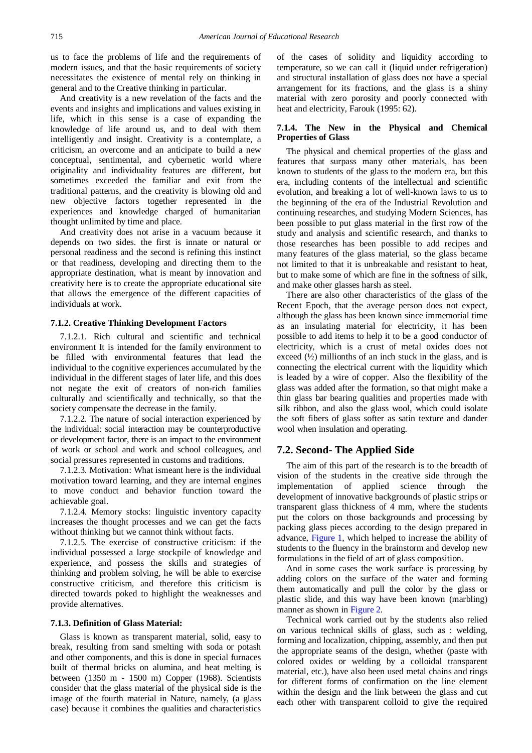us to face the problems of life and the requirements of modern issues, and that the basic requirements of society necessitates the existence of mental rely on thinking in general and to the Creative thinking in particular.

And creativity is a new revelation of the facts and the events and insights and implications and values existing in life, which in this sense is a case of expanding the knowledge of life around us, and to deal with them intelligently and insight. Creativity is a contemplate, a criticism, an overcome and an anticipate to build a new conceptual, sentimental, and cybernetic world where originality and individuality features are different, but sometimes exceeded the familiar and exit from the traditional patterns, and the creativity is blowing old and new objective factors together represented in the experiences and knowledge charged of humanitarian thought unlimited by time and place.

And creativity does not arise in a vacuum because it depends on two sides. the first is innate or natural or personal readiness and the second is refining this instinct or that readiness, developing and directing them to the appropriate destination, what is meant by innovation and creativity here is to create the appropriate educational site that allows the emergence of the different capacities of individuals at work.

### 7.1.2. Creative Thinking Development Factors

7.1.2.1. Rich cultural and scientific and technical environment It is intended for the family environment to be filled with environmental features that lead the individual to the cognitive experiences accumulated by the individual in the different stages of later life, and this does not negate the exit of creators of non-rich families culturally and scientifically and technically, so that the society compensate the decrease in the family.

7.1.2.2. The nature of social interaction experienced by the individual: social interaction may be counterproductive or development factor, there is an impact to the environment of work or school and work and school colleagues, and social pressures represented in customs and traditions.

7.1.2.3. Motivation: What ismeant here is the individual motivation toward learning, and they are internal engines to move conduct and behavior function toward the achievable goal.

7.1.2.4. Memory stocks: linguistic inventory capacity increases the thought processes and we can get the facts without thinking but we cannot think without facts.

7.1.2.5. The exercise of constructive criticism: if the individual possessed a large stockpile of knowledge and experience, and possess the skills and strategies of thinking and problem solving, he will be able to exercise constructive criticism, and therefore this criticism is directed towards poked to highlight the weaknesses and provide alternatives.

### 7.1.3. Definition of Glass Material:

Glass is known as transparent material, solid, easy to break, resulting from sand smelting with soda or potash and other components, and this is done in special furnaces built of thermal bricks on alumina, and heat melting is between (1350 m - 1500 m) Copper (1968). Scientists consider that the glass material of the physical side is the image of the fourth material in Nature, namely, (a glass case) because it combines the qualities and characteristics of the cases of solidity and liquidity according to temperature, so we can call it (liquid under refrigeration) and structural installation of glass does not have a special arrangement for its fractions, and the glass is a shiny material with zero porosity and poorly connected with heat and electricity, Farouk (1995: 62).

### 7.1.4. The New in the Physical and Chemical Properties of Glass

The physical and chemical properties of the glass and features that surpass many other materials, has been known to students of the glass to the modern era, but this era, including contents of the intellectual and scientific evolution, and breaking a lot of well-known laws to us to the beginning of the era of the Industrial Revolution and continuing researches, and studying Modern Sciences, has been possible to put glass material in the first row of the study and analysis and scientific research, and thanks to those researches has been possible to add recipes and many features of the glass material, so the glass became not limited to that it is unbreakable and resistant to heat, but to make some of which are fine in the softness of silk, and make other glasses harsh as steel.

There are also other characteristics of the glass of the Recent Epoch, that the average person does not expect, although the glass has been known since immemorial time as an insulating material for electricity, it has been possible to add items to help it to be a good conductor of electricity, which is a crust of metal oxides does not exceed (½) millionths of an inch stuck in the glass, and is connecting the electrical current with the liquidity which is leaded by a wire of copper. Also the flexibility of the glass was added after the formation, so that might make a thin glass bar bearing qualities and properties made with silk ribbon, and also the glass wool, which could isolate the soft fibers of glass softer as satin texture and dander wool when insulation and operating.

## 7.2. Second- The Applied Side

The aim of this part of the research is to the breadth of vision of the students in the creative side through the implementation of applied science through the development of innovative backgrounds of plastic strips or transparent glass thickness of 4 mm, where the students put the colors on those backgrounds and processing by packing glass pieces according to the design prepared in advance, Figure 1, which helped to increase the ability of students to the fluency in the brainstorm and develop new formulations in the field of art of glass composition.

And in some cases the work surface is processing by adding colors on the surface of the water and forming them automatically and pull the color by the glass or plastic slide, and this way have been known (marbling) manner as shown in Figure 2.

Technical work carried out by the students also relied on various technical skills of glass, such as : welding, forming and localization, chipping, assembly, and then put the appropriate seams of the design, whether (paste with colored oxides or welding by a colloidal transparent material, etc.), have also been used metal chains and rings for different forms of confirmation on the line element within the design and the link between the glass and cut each other with transparent colloid to give the required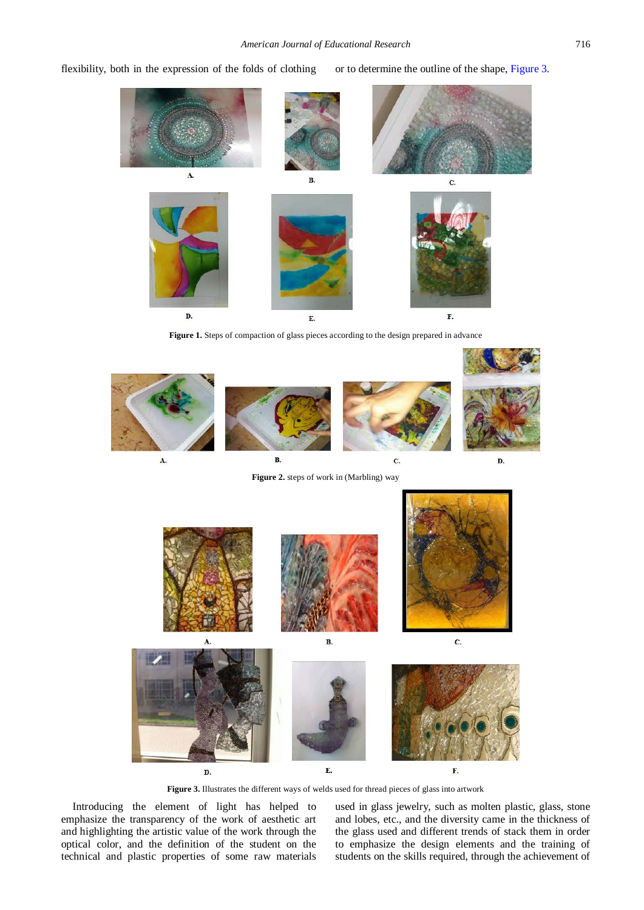flexibility, both in the expression of the folds of clothing or to determine the outline of the shape, Figure 3.

A. B. C. D. E. F.

**Figure 1.** Steps of compaction of glass pieces according to the design prepared in advance

A. B. C. D.

**Figure 2.** steps of work in (Marbling) way

A. B. C. D. E. F.

**Figure 3.** Illustrates the different ways of welds used for thread pieces of glass into artwork

Introducing the element of light has helped to emphasize the transparency of the work of aesthetic art and highlighting the artistic value of the work through the optical color, and the definition of the student on the technical and plastic properties of some raw materials used in glass jewelry, such as molten plastic, glass, stone and lobes, etc., and the diversity came in the thickness of the glass used and different trends of stack them in order to emphasize the design elements and the training of students on the skills required, through the achievement of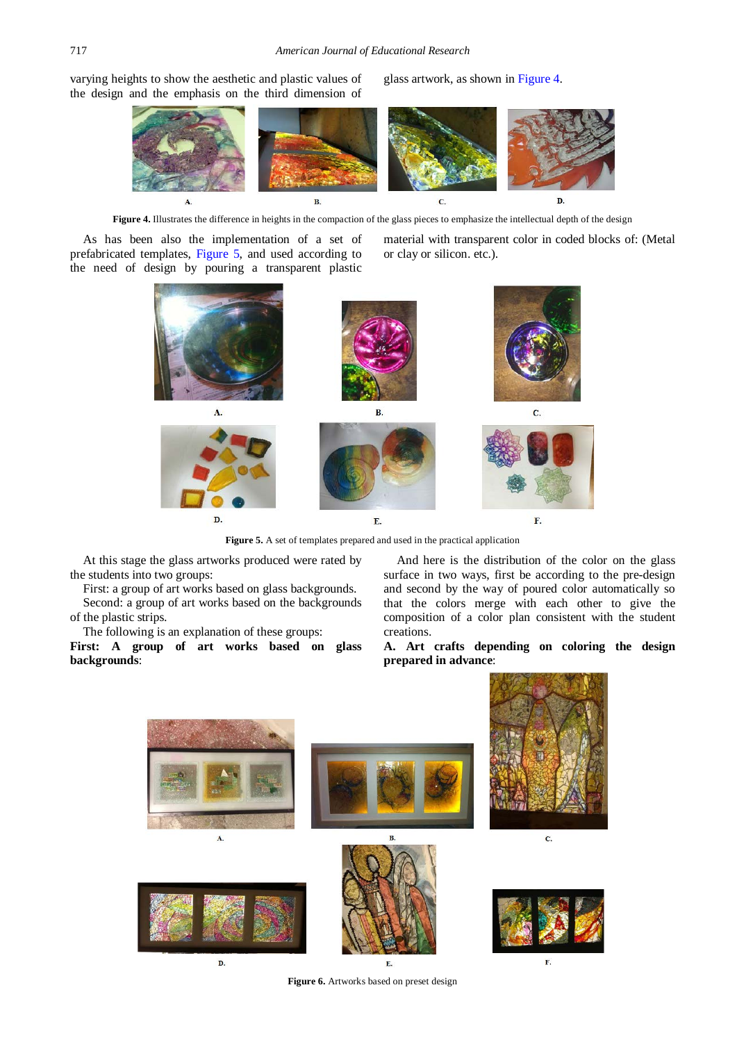varying heights to show the aesthetic and plastic values of the design and the emphasis on the third dimension of glass artwork, as shown in Figure 4.

A. B. C. D.

**Figure 4.** Illustrates the difference in heights in the compaction of the glass pieces to emphasize the intellectual depth of the design

As has been also the implementation of a set of prefabricated templates, Figure 5, and used according to the need of design by pouring a transparent plastic material with transparent color in coded blocks of: (Metal or clay or silicon. etc.).

A. B. C.

D. E. F.

**Figure 5.** A set of templates prepared and used in the practical application

At this stage the glass artworks produced were rated by the students into two groups:

First: a group of art works based on glass backgrounds.

Second: a group of art works based on the backgrounds of the plastic strips.

The following is an explanation of these groups:

**First: A group of art works based on glass backgrounds**:

And here is the distribution of the color on the glass surface in two ways, first be according to the pre-design and second by the way of poured color automatically so that the colors merge with each other to give the composition of a color plan consistent with the student creations.

**A. Art crafts depending on coloring the design prepared in advance**:

A. B. C.

D. E. F.

**Figure 6.** Artworks based on preset design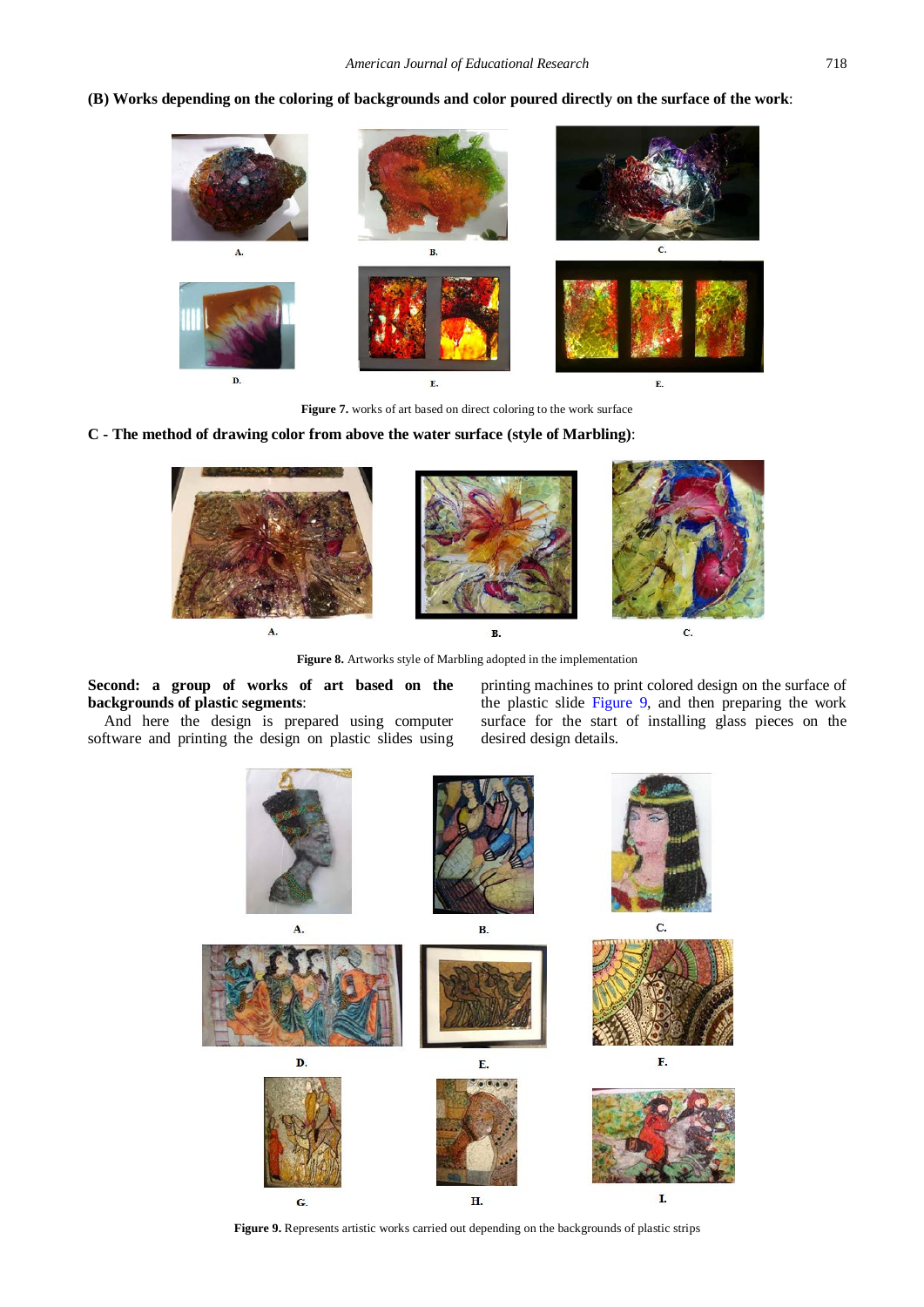**(B) Works depending on the coloring of backgrounds and color poured directly on the surface of the work**:

A. B. C.

D. E. E.

**Figure 7.** works of art based on direct coloring to the work surface

**C - The method of drawing color from above the water surface (style of Marbling)**:

A. B. C.

**Figure 8.** Artworks style of Marbling adopted in the implementation

**Second: a group of works of art based on the backgrounds of plastic segments**:

And here the design is prepared using computer software and printing the design on plastic slides using printing machines to print colored design on the surface of the plastic slide Figure 9, and then preparing the work surface for the start of installing glass pieces on the desired design details.

A. B. C.

D. E. F.

G. H. I.

**Figure 9.** Represents artistic works carried out depending on the backgrounds of plastic strips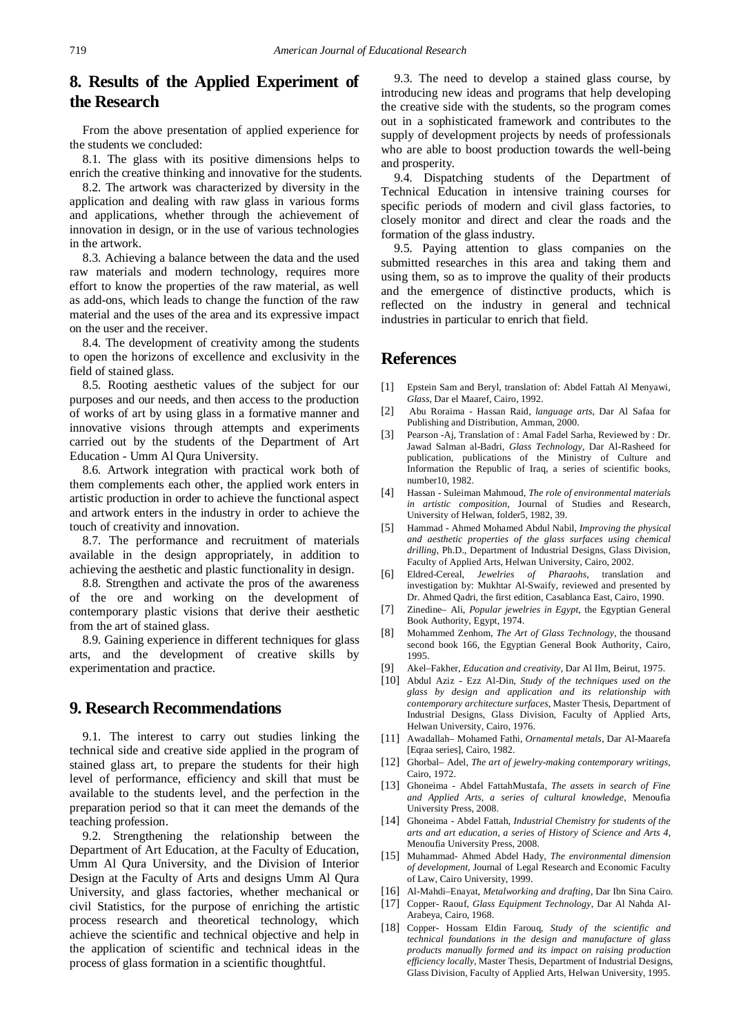## 8. Results of the Applied Experiment of the Research

From the above presentation of applied experience for the students we concluded:

8.1. The glass with its positive dimensions helps to enrich the creative thinking and innovative for the students.

8.2. The artwork was characterized by diversity in the application and dealing with raw glass in various forms and applications, whether through the achievement of innovation in design, or in the use of various technologies in the artwork.

8.3. Achieving a balance between the data and the used raw materials and modern technology, requires more effort to know the properties of the raw material, as well as add-ons, which leads to change the function of the raw material and the uses of the area and its expressive impact on the user and the receiver.

8.4. The development of creativity among the students to open the horizons of excellence and exclusivity in the field of stained glass.

8.5. Rooting aesthetic values of the subject for our purposes and our needs, and then access to the production of works of art by using glass in a formative manner and innovative visions through attempts and experiments carried out by the students of the Department of Art Education - Umm Al Qura University.

8.6. Artwork integration with practical work both of them complements each other, the applied work enters in artistic production in order to achieve the functional aspect and artwork enters in the industry in order to achieve the touch of creativity and innovation.

8.7. The performance and recruitment of materials available in the design appropriately, in addition to achieving the aesthetic and plastic functionality in design.

8.8. Strengthen and activate the pros of the awareness of the ore and working on the development of contemporary plastic visions that derive their aesthetic from the art of stained glass.

8.9. Gaining experience in different techniques for glass arts, and the development of creative skills by experimentation and practice.

## 9. Research Recommendations

9.1. The interest to carry out studies linking the technical side and creative side applied in the program of stained glass art, to prepare the students for their high level of performance, efficiency and skill that must be available to the students level, and the perfection in the preparation period so that it can meet the demands of the teaching profession.

9.2. Strengthening the relationship between the Department of Art Education, at the Faculty of Education, Umm Al Qura University, and the Division of Interior Design at the Faculty of Arts and designs Umm Al Qura University, and glass factories, whether mechanical or civil Statistics, for the purpose of enriching the artistic process research and theoretical technology, which achieve the scientific and technical objective and help in the application of scientific and technical ideas in the process of glass formation in a scientific thoughtful.

9.3. The need to develop a stained glass course, by introducing new ideas and programs that help developing the creative side with the students, so the program comes out in a sophisticated framework and contributes to the supply of development projects by needs of professionals who are able to boost production towards the well-being and prosperity.

9.4. Dispatching students of the Department of Technical Education in intensive training courses for specific periods of modern and civil glass factories, to closely monitor and direct and clear the roads and the formation of the glass industry.

9.5. Paying attention to glass companies on the submitted researches in this area and taking them and using them, so as to improve the quality of their products and the emergence of distinctive products, which is reflected on the industry in general and technical industries in particular to enrich that field.

## References

[1] Epstein Sam and Beryl, translation of: Abdel Fattah Al Menyawi, *Glass*, Dar el Maaref, Cairo, 1992.

[2] Abu Roraima - Hassan Raid, *language arts*, Dar Al Safaa for Publishing and Distribution, Amman, 2000.

[3] Pearson -Aj, Translation of : Amal Fadel Sarha, Reviewed by : Dr. Jawad Salman al-Badri, *Glass Technology*, Dar Al-Rasheed for publication, publications of the Ministry of Culture and Information the Republic of Iraq, a series of scientific books, number10, 1982.

[4] Hassan - Suleiman Mahmoud, *The role of environmental materials in artistic composition*, Journal of Studies and Research, University of Helwan, folder5, 1982, 39.

[5] Hammad - Ahmed Mohamed Abdul Nabil, *Improving the physical and aesthetic properties of the glass surfaces using chemical drilling*, Ph.D., Department of Industrial Designs, Glass Division, Faculty of Applied Arts, Helwan University, Cairo, 2002.

[6] Eldred-Cereal, *Jewelries of Pharaohs*, translation and investigation by: Mukhtar Al-Swaify, reviewed and presented by Dr. Ahmed Qadri, the first edition, Casablanca East, Cairo, 1990.

[7] Zinedine– Ali, *Popular jewelries in Egypt*, the Egyptian General Book Authority, Egypt, 1974.

[8] Mohammed Zenhom, *The Art of Glass Technology*, the thousand second book 166, the Egyptian General Book Authority, Cairo, 1995.

[9] Akel–Fakher, *Education and creativity*, Dar Al Ilm, Beirut, 1975.

[10] Abdul Aziz - Ezz Al-Din, *Study of the techniques used on the glass by design and application and its relationship with contemporary architecture surfaces*, Master Thesis, Department of Industrial Designs, Glass Division, Faculty of Applied Arts, Helwan University, Cairo, 1976.

[11] Awadallah– Mohamed Fathi, *Ornamental metals*, Dar Al-Maarefa [Eqraa series], Cairo, 1982.

[12] Ghorbal– Adel, *The art of jewelry-making contemporary writings*, Cairo, 1972.

[13] Ghoneima - Abdel FattahMustafa, *The assets in search of Fine and Applied Arts, a series of cultural knowledge*, Menoufia University Press, 2008.

[14] Ghoneima - Abdel Fattah, *Industrial Chemistry for students of the arts and art education, a series of History of Science and Arts 4*, Menoufia University Press, 2008.

[15] Muhammad- Ahmed Abdel Hady, *The environmental dimension of development*, Journal of Legal Research and Economic Faculty of Law, Cairo University, 1999.

[16] Al-Mahdi–Enayat, *Metalworking and drafting*, Dar Ibn Sina Cairo.

[17] Copper- Raouf, *Glass Equipment Technology*, Dar Al Nahda Al-Arabeya, Cairo, 1968.

[18] Copper- Hossam Eldin Farouq, *Study of the scientific and technical foundations in the design and manufacture of glass products manually formed and its impact on raising production efficiency locally*, Master Thesis, Department of Industrial Designs, Glass Division, Faculty of Applied Arts, Helwan University, 1995.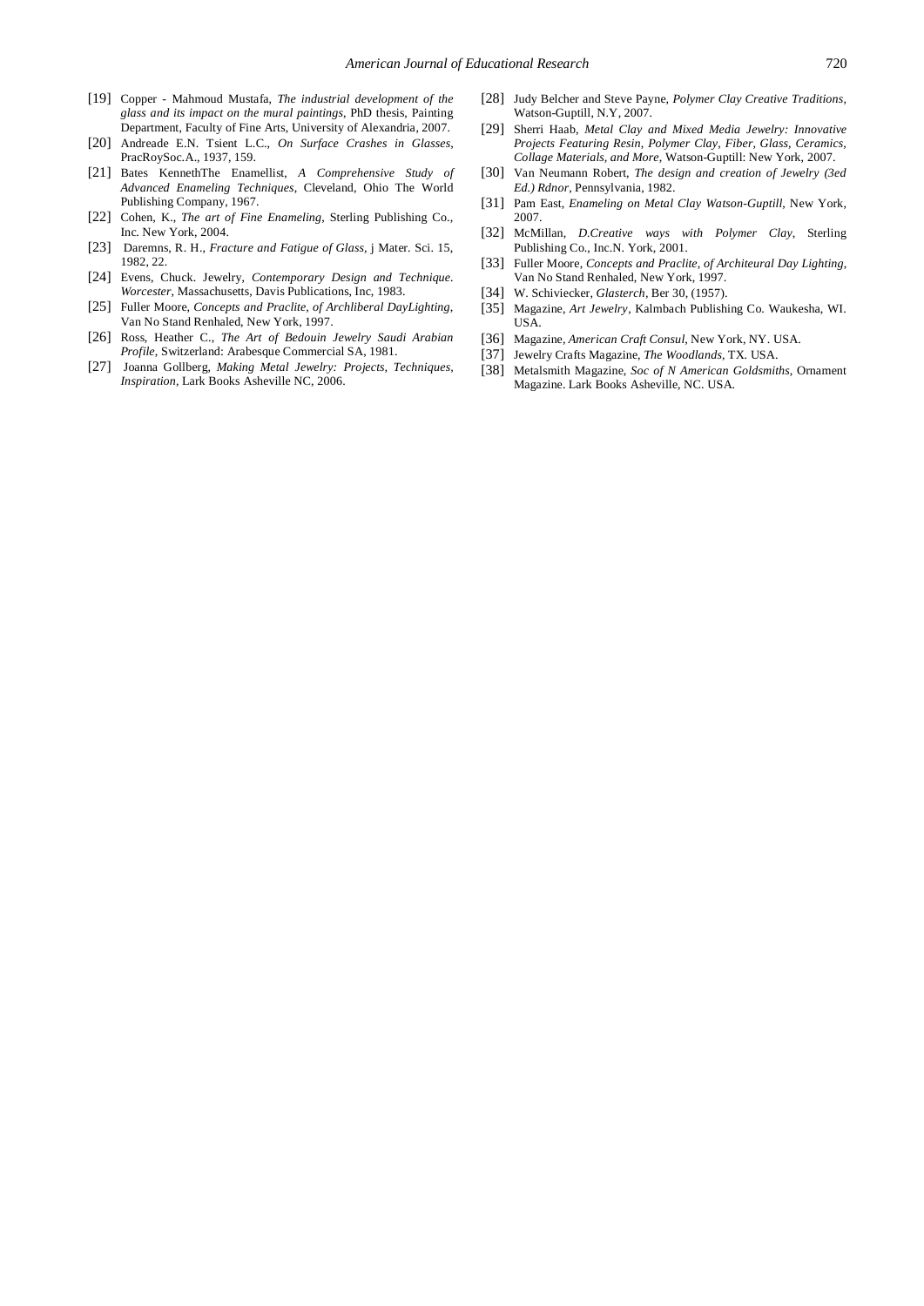[19] Copper - Mahmoud Mustafa, *The industrial development of the glass and its impact on the mural paintings*, PhD thesis, Painting Department, Faculty of Fine Arts, University of Alexandria, 2007.

[20] Andreade E.N. Tsient L.C., *On Surface Crashes in Glasses*, PracRoySoc.A., 1937, 159.

[21] Bates KennethThe Enamellist, *A Comprehensive Study of Advanced Enameling Techniques*, Cleveland, Ohio The World Publishing Company, 1967.

[22] Cohen, K., *The art of Fine Enameling*, Sterling Publishing Co., Inc. New York, 2004.

[23] Daremns, R. H., *Fracture and Fatigue of Glass*, j Mater. Sci. 15, 1982, 22.

[24] Evens, Chuck. Jewelry, *Contemporary Design and Technique. Worcester*, Massachusetts, Davis Publications, Inc, 1983.

[25] Fuller Moore, *Concepts and Praclite, of Archliberal DayLighting*, Van No Stand Renhaled, New York, 1997.

[26] Ross, Heather C., *The Art of Bedouin Jewelry Saudi Arabian Profile*, Switzerland: Arabesque Commercial SA, 1981.

[27] Joanna Gollberg, *Making Metal Jewelry: Projects, Techniques, Inspiration*, Lark Books Asheville NC, 2006.

[28] Judy Belcher and Steve Payne, *Polymer Clay Creative Traditions*, Watson-Guptill, N.Y, 2007.

[29] Sherri Haab, *Metal Clay and Mixed Media Jewelry: Innovative Projects Featuring Resin, Polymer Clay, Fiber, Glass, Ceramics, Collage Materials, and More*, Watson-Guptill: New York, 2007.

[30] Van Neumann Robert, *The design and creation of Jewelry (3ed Ed.) Rdnor*, Pennsylvania, 1982.

[31] Pam East, *Enameling on Metal Clay Watson-Guptill*, New York, 2007.

[32] McMillan, *D.Creative ways with Polymer Clay*, Sterling Publishing Co., Inc.N. York, 2001.

[33] Fuller Moore, *Concepts and Praclite, of Architeural Day Lighting*, Van No Stand Renhaled, New York, 1997.

[34] W. Schiviecker, *Glasterch*, Ber 30, (1957).

[35] Magazine, *Art Jewelry*, Kalmbach Publishing Co. Waukesha, WI. USA.

[36] Magazine, *American Craft Consul*, New York, NY. USA.

[37] Jewelry Crafts Magazine, *The Woodlands*, TX. USA.

[38] Metalsmith Magazine, *Soc of N American Goldsmiths*, Ornament Magazine. Lark Books Asheville, NC. USA.